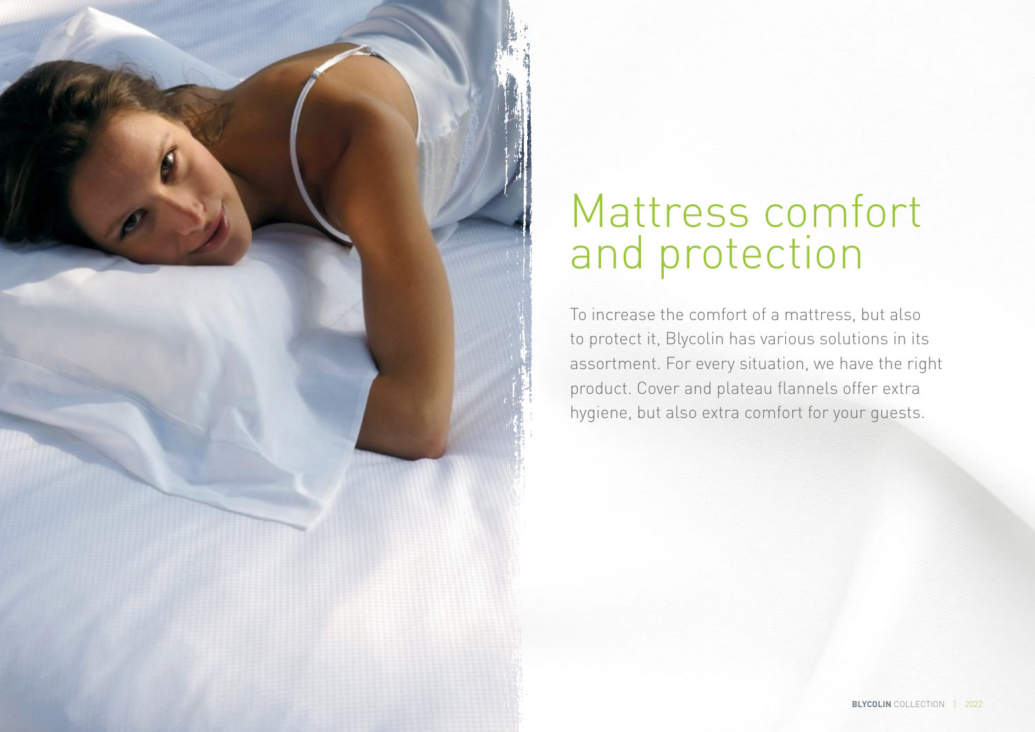# Mattress comfort and protection

To increase the comfort of a mattress, but also to protect it, Blycolin has various solutions in its assortment. For every situation, we have the right product. Cover and plateau flannels offer extra hygiene, but also extra comfort for your guests.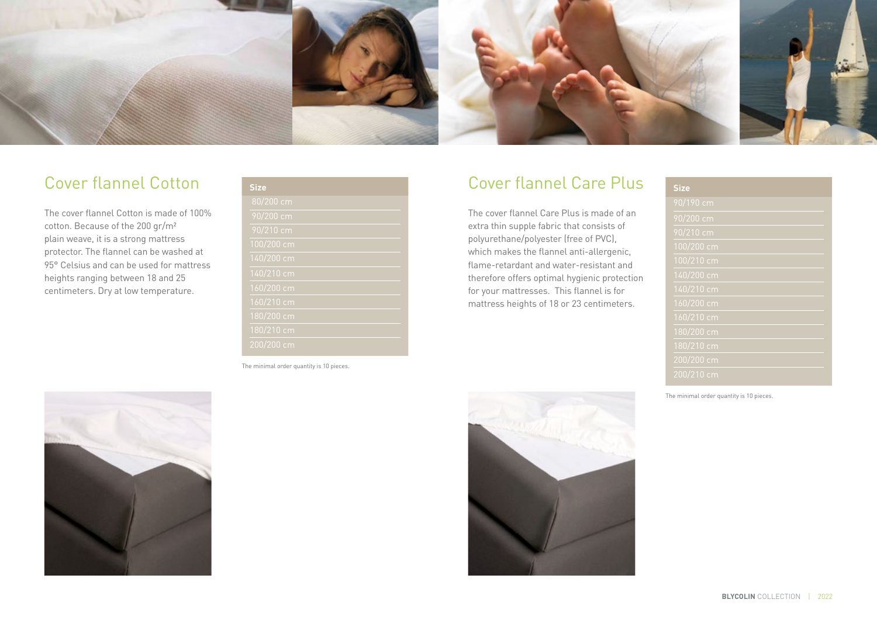## Cover flannel Cotton

The cover flannel Cotton is made of 100% cotton. Because of the 200 gr/m² plain weave, it is a strong mattress protector. The flannel can be washed at 95° Celsius and can be used for mattress heights ranging between 18 and 25 centimeters. Dry at low temperature.

| Size |
| --- |
| 80/200 cm |
| 90/200 cm |
| 90/210 cm |
| 100/200 cm |
| 140/200 cm |
| 140/210 cm |
| 160/200 cm |
| 160/210 cm |
| 180/200 cm |
| 180/210 cm |
| 200/200 cm |

The minimal order quantity is 10 pieces.

## Cover flannel Care Plus

The cover flannel Care Plus is made of an extra thin supple fabric that consists of polyurethane/polyester (free of PVC), which makes the flannel anti-allergenic, flame-retardant and water-resistant and therefore offers optimal hygienic protection for your mattresses. This flannel is for mattress heights of 18 or 23 centimeters.

| Size |
| --- |
| 90/190 cm |
| 90/200 cm |
| 90/210 cm |
| 100/200 cm |
| 100/210 cm |
| 140/200 cm |
| 140/210 cm |
| 160/200 cm |
| 160/210 cm |
| 180/200 cm |
| 180/210 cm |
| 200/200 cm |
| 200/210 cm |

The minimal order quantity is 10 pieces.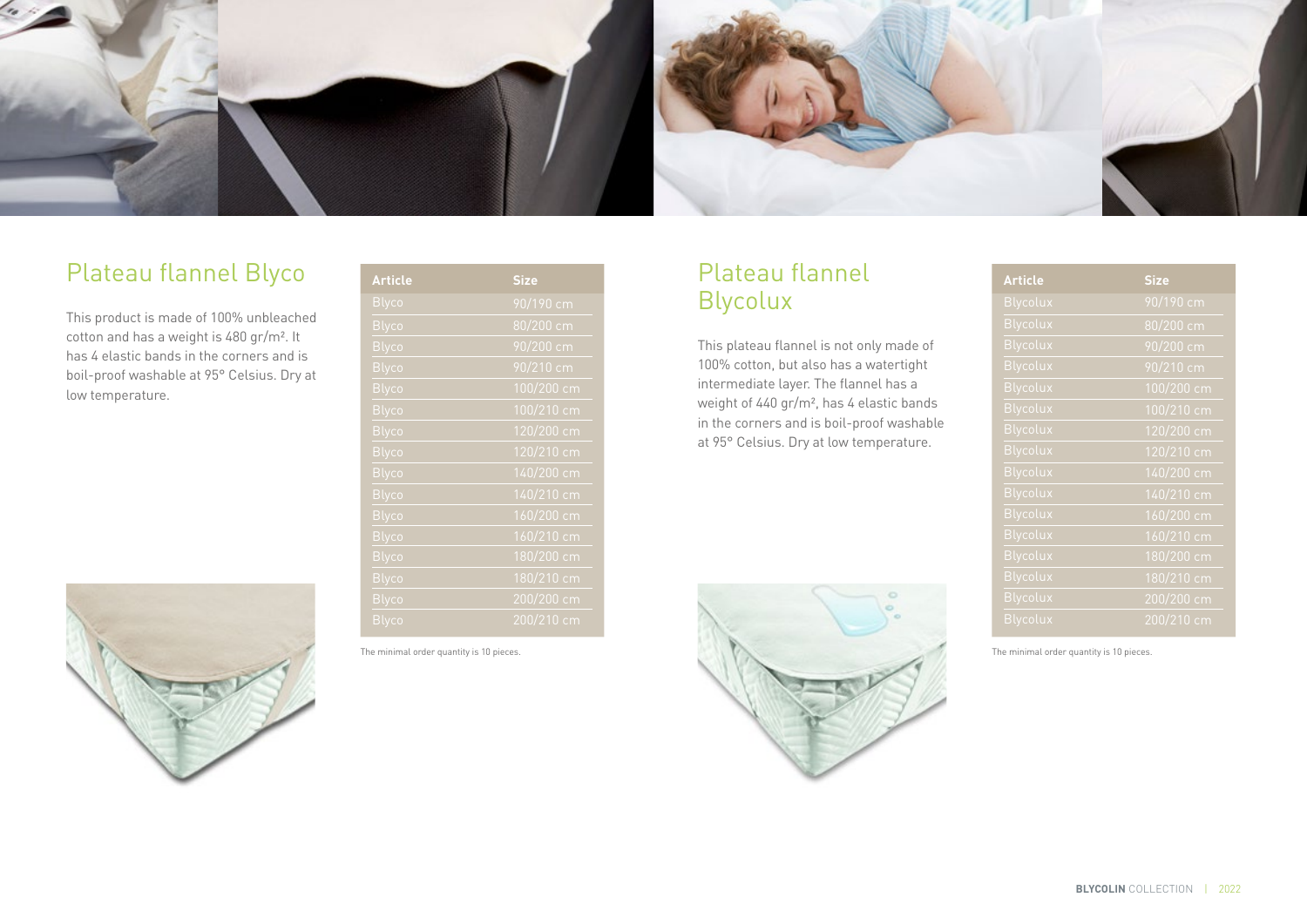## Plateau flannel Blyco

This product is made of 100% unbleached cotton and has a weight is 480 gr/m². It has 4 elastic bands in the corners and is boil-proof washable at 95° Celsius. Dry at low temperature.

| Article | Size |
|---|---|
| Blyco | 90/190 cm |
| Blyco | 80/200 cm |
| Blyco | 90/200 cm |
| Blyco | 90/210 cm |
| Blyco | 100/200 cm |
| Blyco | 100/210 cm |
| Blyco | 120/200 cm |
| Blyco | 120/210 cm |
| Blyco | 140/200 cm |
| Blyco | 140/210 cm |
| Blyco | 160/200 cm |
| Blyco | 160/210 cm |
| Blyco | 180/200 cm |
| Blyco | 180/210 cm |
| Blyco | 200/200 cm |
| Blyco | 200/210 cm |

The minimal order quantity is 10 pieces.

## Plateau flannel Blycolux

This plateau flannel is not only made of 100% cotton, but also has a watertight intermediate layer. The flannel has a weight of 440 gr/m², has 4 elastic bands in the corners and is boil-proof washable at 95° Celsius. Dry at low temperature.

| Article | Size |
|---|---|
| Blycolux | 90/190 cm |
| Blycolux | 80/200 cm |
| Blycolux | 90/200 cm |
| Blycolux | 90/210 cm |
| Blycolux | 100/200 cm |
| Blycolux | 100/210 cm |
| Blycolux | 120/200 cm |
| Blycolux | 120/210 cm |
| Blycolux | 140/200 cm |
| Blycolux | 140/210 cm |
| Blycolux | 160/200 cm |
| Blycolux | 160/210 cm |
| Blycolux | 180/200 cm |
| Blycolux | 180/210 cm |
| Blycolux | 200/200 cm |
| Blycolux | 200/210 cm |

The minimal order quantity is 10 pieces.